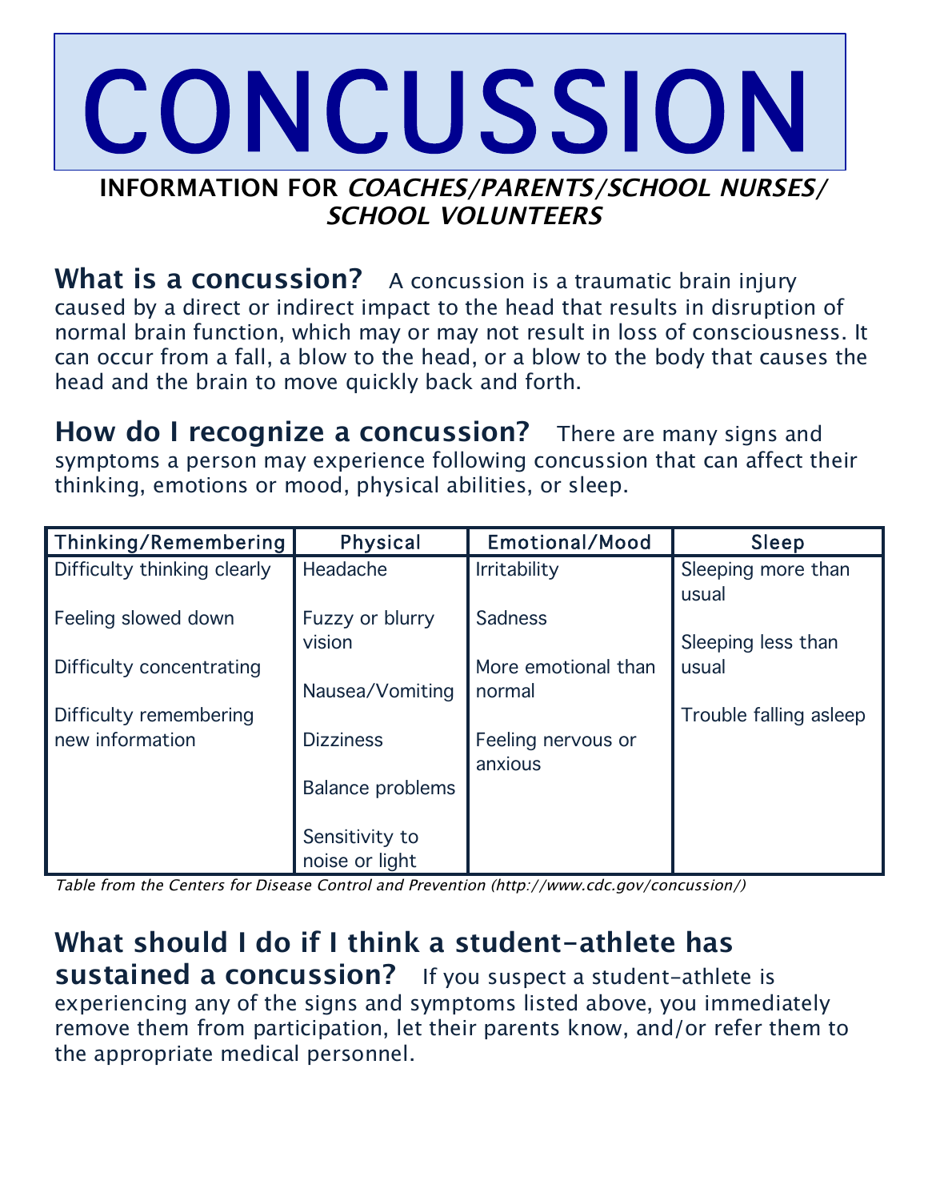# CONCUSSION

**INFORMATION FOR *COACHES/PARENTS/SCHOOL NURSES/ SCHOOL VOLUNTEERS***

**What is a concussion?** A concussion is a traumatic brain injury caused by a direct or indirect impact to the head that results in disruption of normal brain function, which may or may not result in loss of consciousness. It can occur from a fall, a blow to the head, or a blow to the body that causes the head and the brain to move quickly back and forth.

**How do I recognize a concussion?** There are many signs and symptoms a person may experience following concussion that can affect their thinking, emotions or mood, physical abilities, or sleep.

| Thinking/Remembering | Physical | Emotional/Mood | Sleep |
|---|---|---|---|
| Difficulty thinking clearly | Headache | Irritability | Sleeping more than usual |
| Feeling slowed down | Fuzzy or blurry vision | Sadness | Sleeping less than usual |
| Difficulty concentrating | Nausea/Vomiting | More emotional than normal | Trouble falling asleep |
| Difficulty remembering new information | Dizziness | Feeling nervous or anxious | |
| | Balance problems | | |
| | Sensitivity to noise or light | | |

*Table from the Centers for Disease Control and Prevention (http://www.cdc.gov/concussion/)*

**What should I do if I think a student-athlete has sustained a concussion?** If you suspect a student-athlete is experiencing any of the signs and symptoms listed above, you immediately remove them from participation, let their parents know, and/or refer them to the appropriate medical personnel.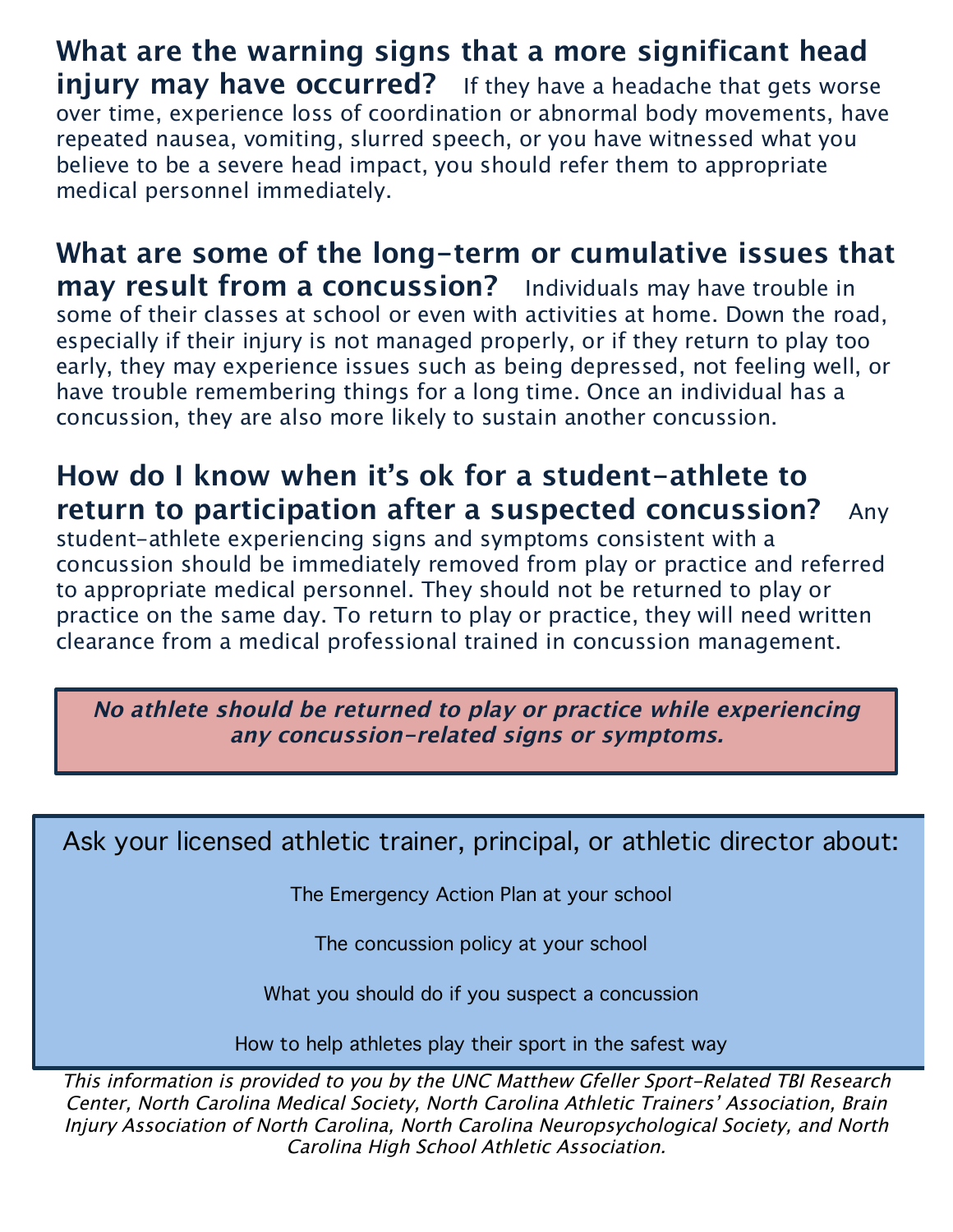**What are the warning signs that a more significant head injury may have occurred?** If they have a headache that gets worse over time, experience loss of coordination or abnormal body movements, have repeated nausea, vomiting, slurred speech, or you have witnessed what you believe to be a severe head impact, you should refer them to appropriate medical personnel immediately.

**What are some of the long-term or cumulative issues that may result from a concussion?** Individuals may have trouble in some of their classes at school or even with activities at home. Down the road, especially if their injury is not managed properly, or if they return to play too early, they may experience issues such as being depressed, not feeling well, or have trouble remembering things for a long time. Once an individual has a concussion, they are also more likely to sustain another concussion.

**How do I know when it's ok for a student-athlete to return to participation after a suspected concussion?** Any student-athlete experiencing signs and symptoms consistent with a concussion should be immediately removed from play or practice and referred to appropriate medical personnel. They should not be returned to play or practice on the same day. To return to play or practice, they will need written clearance from a medical professional trained in concussion management.

***No athlete should be returned to play or practice while experiencing any concussion-related signs or symptoms.***

Ask your licensed athletic trainer, principal, or athletic director about:

- The Emergency Action Plan at your school
- The concussion policy at your school
- What you should do if you suspect a concussion
- How to help athletes play their sport in the safest way

*This information is provided to you by the UNC Matthew Gfeller Sport-Related TBI Research Center, North Carolina Medical Society, North Carolina Athletic Trainers' Association, Brain Injury Association of North Carolina, North Carolina Neuropsychological Society, and North Carolina High School Athletic Association.*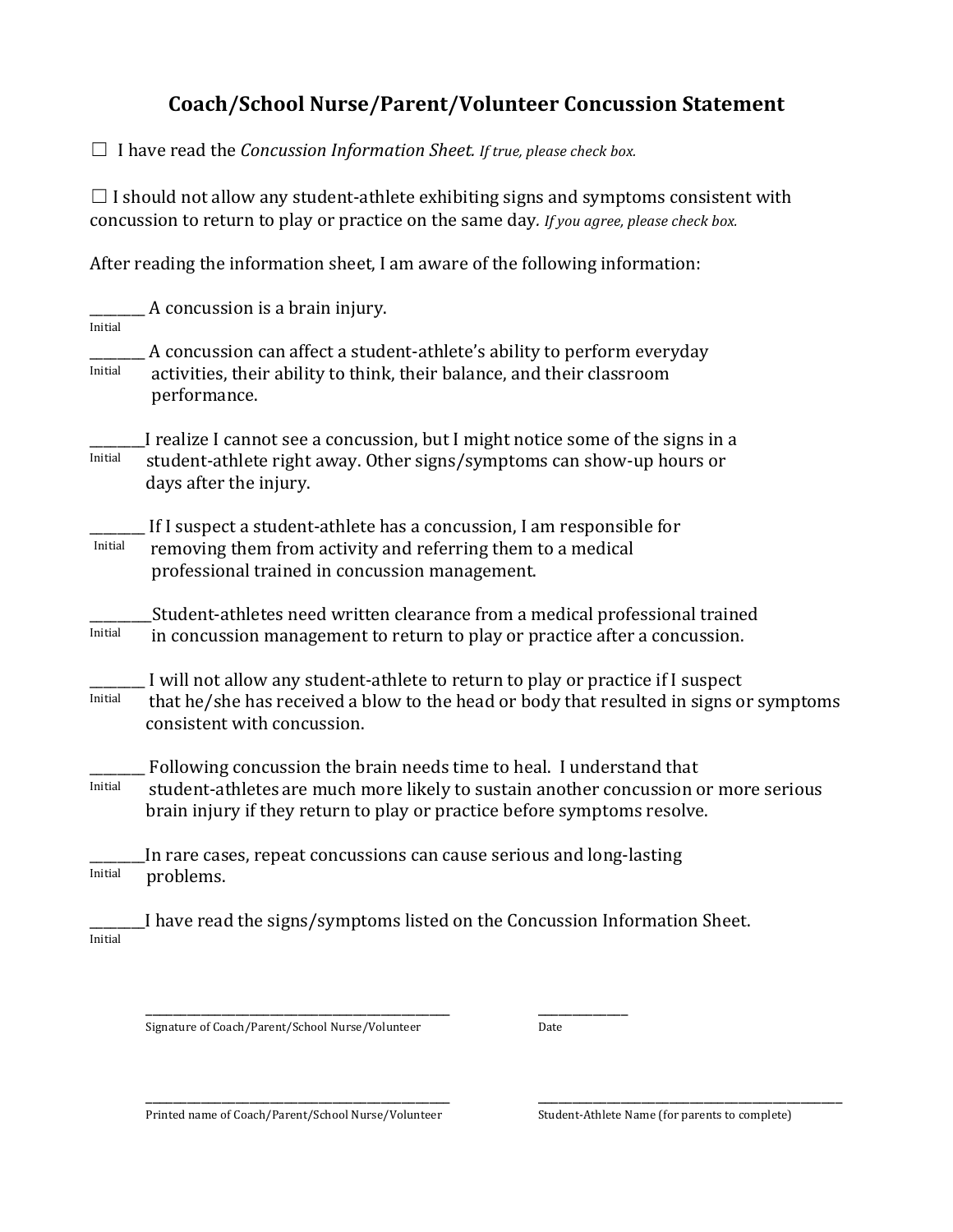# Coach/School Nurse/Parent/Volunteer Concussion Statement

☐ I have read the *Concussion Information Sheet. If true, please check box.*

☐ I should not allow any student-athlete exhibiting signs and symptoms consistent with concussion to return to play or practice on the same day*. If you agree, please check box.*

After reading the information sheet, I am aware of the following information:

________ A concussion is a brain injury.
Initial

________ A concussion can affect a student-athlete's ability to perform everyday activities, their ability to think, their balance, and their classroom performance.
Initial

________ I realize I cannot see a concussion, but I might notice some of the signs in a student-athlete right away. Other signs/symptoms can show-up hours or days after the injury.
Initial

________ If I suspect a student-athlete has a concussion, I am responsible for removing them from activity and referring them to a medical professional trained in concussion management.
Initial

________ Student-athletes need written clearance from a medical professional trained in concussion management to return to play or practice after a concussion.
Initial

________ I will not allow any student-athlete to return to play or practice if I suspect that he/she has received a blow to the head or body that resulted in signs or symptoms consistent with concussion.
Initial

________ Following concussion the brain needs time to heal. I understand that student-athletes are much more likely to sustain another concussion or more serious brain injury if they return to play or practice before symptoms resolve.
Initial

________ In rare cases, repeat concussions can cause serious and long-lasting problems.
Initial

________ I have read the signs/symptoms listed on the Concussion Information Sheet.
Initial

______________________________________ ______________
Signature of Coach/Parent/School Nurse/Volunteer Date

______________________________________ ______________________________________
Printed name of Coach/Parent/School Nurse/Volunteer Student-Athlete Name (for parents to complete)